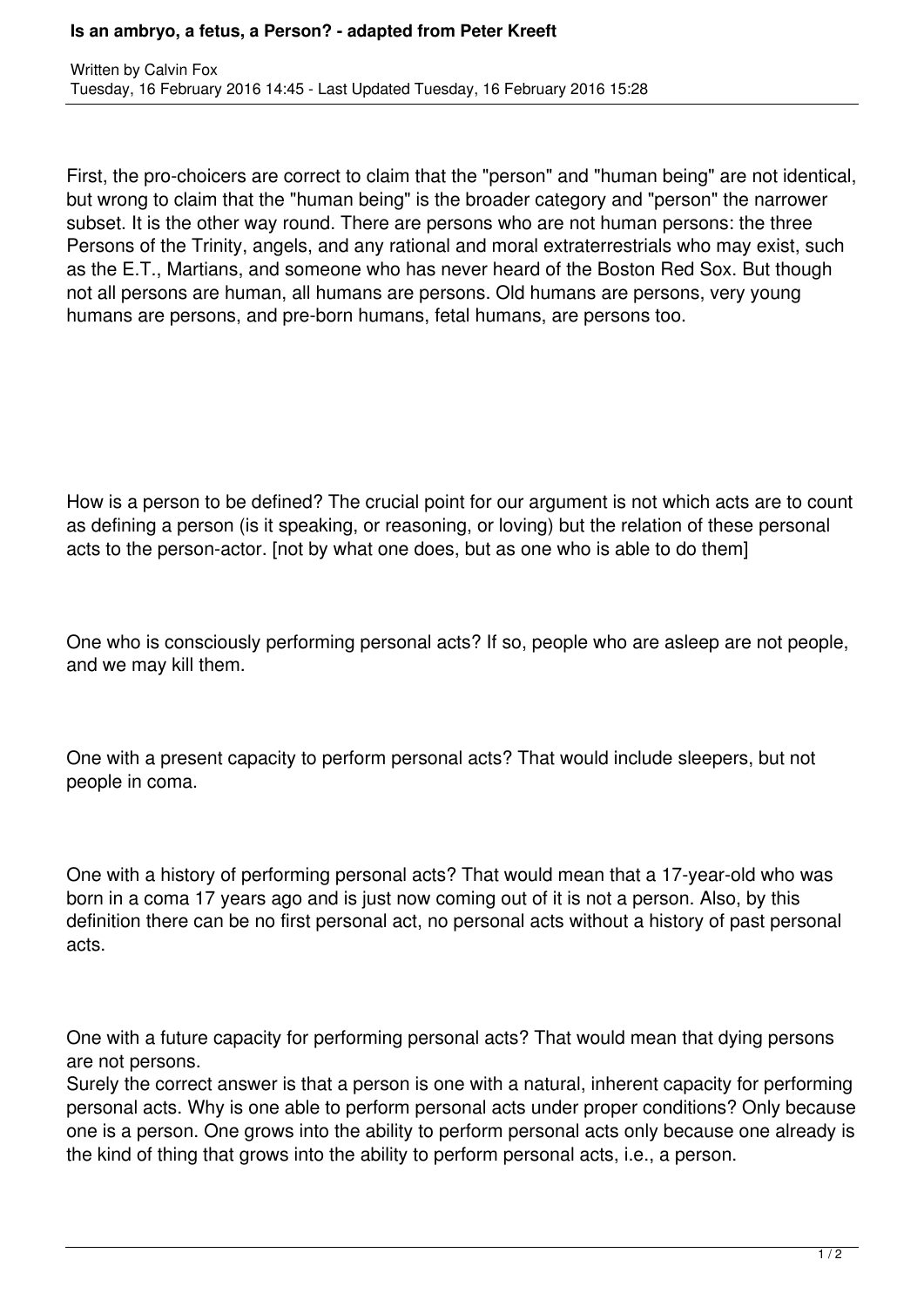# Is an ambryo, a fetus, a Person? - adapted from Peter Kreeft

Written by Calvin Fox
Tuesday, 16 February 2016 14:45 - Last Updated Tuesday, 16 February 2016 15:28

First, the pro-choicers are correct to claim that the "person" and "human being" are not identical, but wrong to claim that the "human being" is the broader category and "person" the narrower subset. It is the other way round. There are persons who are not human persons: the three Persons of the Trinity, angels, and any rational and moral extraterrestrials who may exist, such as the E.T., Martians, and someone who has never heard of the Boston Red Sox. But though not all persons are human, all humans are persons. Old humans are persons, very young humans are persons, and pre-born humans, fetal humans, are persons too.

How is a person to be defined? The crucial point for our argument is not which acts are to count as defining a person (is it speaking, or reasoning, or loving) but the relation of these personal acts to the person-actor. [not by what one does, but as one who is able to do them]

One who is consciously performing personal acts? If so, people who are asleep are not people, and we may kill them.

One with a present capacity to perform personal acts? That would include sleepers, but not people in coma.

One with a history of performing personal acts? That would mean that a 17-year-old who was born in a coma 17 years ago and is just now coming out of it is not a person. Also, by this definition there can be no first personal act, no personal acts without a history of past personal acts.

One with a future capacity for performing personal acts? That would mean that dying persons are not persons.
Surely the correct answer is that a person is one with a natural, inherent capacity for performing personal acts. Why is one able to perform personal acts under proper conditions? Only because one is a person. One grows into the ability to perform personal acts only because one already is the kind of thing that grows into the ability to perform personal acts, i.e., a person.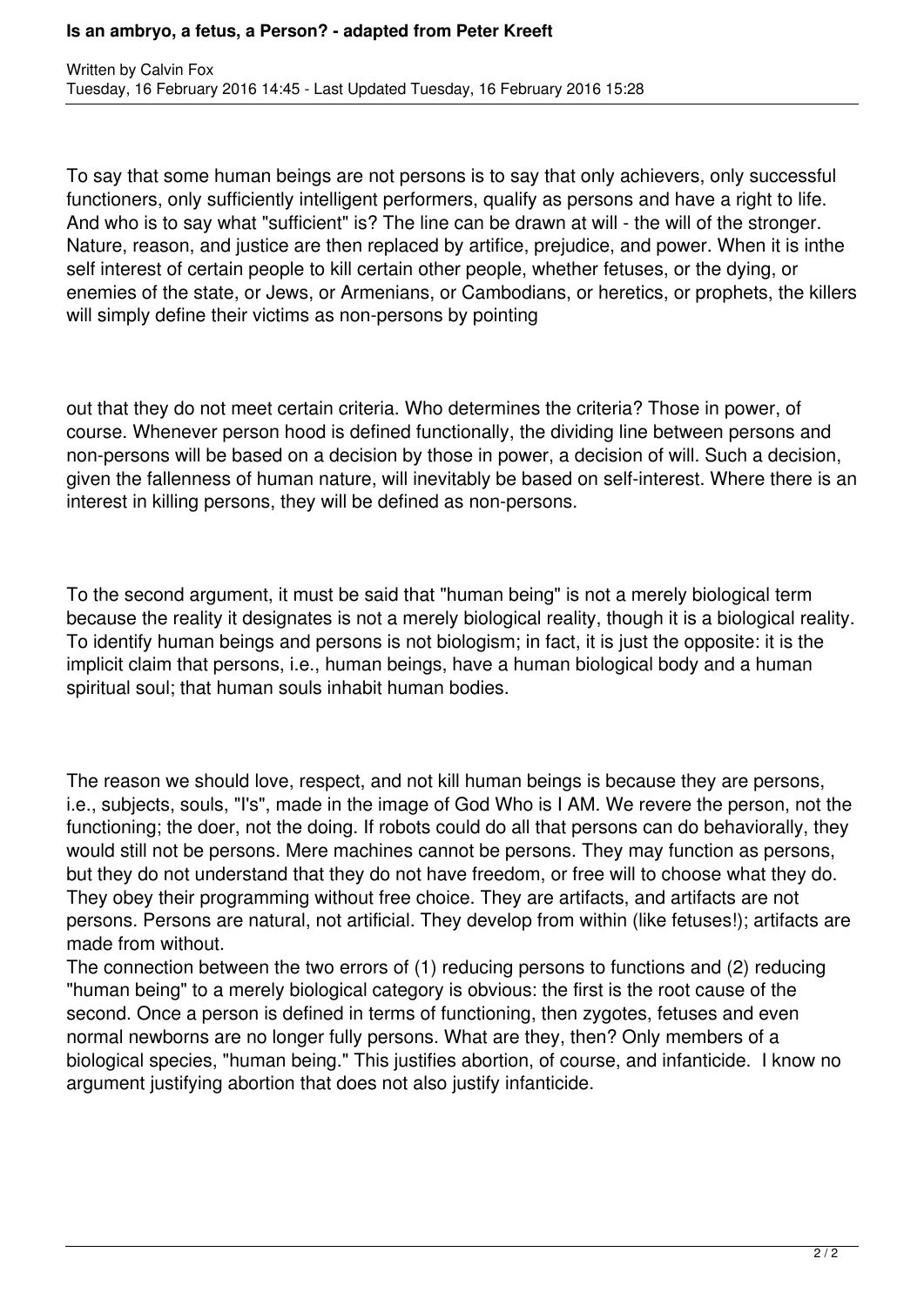To say that some human beings are not persons is to say that only achievers, only successful functioners, only sufficiently intelligent performers, qualify as persons and have a right to life. And who is to say what "sufficient" is? The line can be drawn at will - the will of the stronger. Nature, reason, and justice are then replaced by artifice, prejudice, and power. When it is inthe self interest of certain people to kill certain other people, whether fetuses, or the dying, or enemies of the state, or Jews, or Armenians, or Cambodians, or heretics, or prophets, the killers will simply define their victims as non-persons by pointing out that they do not meet certain criteria. Who determines the criteria? Those in power, of course. Whenever person hood is defined functionally, the dividing line between persons and non-persons will be based on a decision by those in power, a decision of will. Such a decision, given the fallenness of human nature, will inevitably be based on self-interest. Where there is an interest in killing persons, they will be defined as non-persons.

To the second argument, it must be said that "human being" is not a merely biological term because the reality it designates is not a merely biological reality, though it is a biological reality. To identify human beings and persons is not biologism; in fact, it is just the opposite: it is the implicit claim that persons, i.e., human beings, have a human biological body and a human spiritual soul; that human souls inhabit human bodies.

The reason we should love, respect, and not kill human beings is because they are persons, i.e., subjects, souls, "I's", made in the image of God Who is I AM. We revere the person, not the functioning; the doer, not the doing. If robots could do all that persons can do behaviorally, they would still not be persons. Mere machines cannot be persons. They may function as persons, but they do not understand that they do not have freedom, or free will to choose what they do. They obey their programming without free choice. They are artifacts, and artifacts are not persons. Persons are natural, not artificial. They develop from within (like fetuses!); artifacts are made from without.

The connection between the two errors of (1) reducing persons to functions and (2) reducing "human being" to a merely biological category is obvious: the first is the root cause of the second. Once a person is defined in terms of functioning, then zygotes, fetuses and even normal newborns are no longer fully persons. What are they, then? Only members of a biological species, "human being." This justifies abortion, of course, and infanticide. I know no argument justifying abortion that does not also justify infanticide.